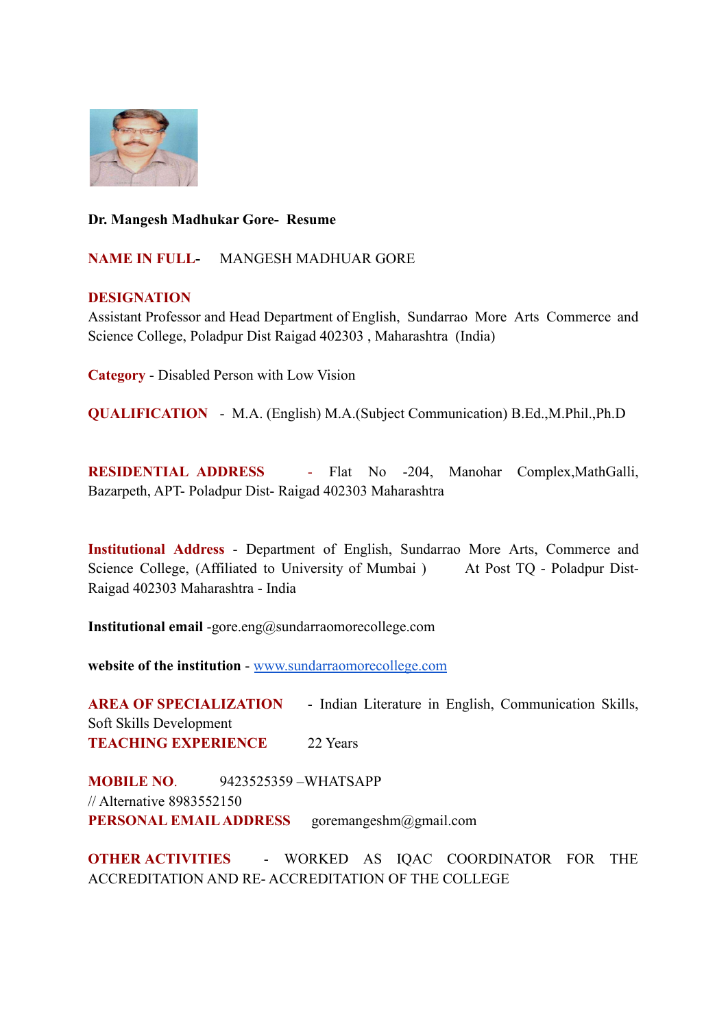**Dr. Mangesh Madhukar Gore- Resume**

**NAME IN FULL-** MANGESH MADHUAR GORE

**DESIGNATION**
Assistant Professor and Head Department of English, Sundarrao More Arts Commerce and Science College, Poladpur Dist Raigad 402303 , Maharashtra (India)

**Category** - Disabled Person with Low Vision

**QUALIFICATION** - M.A. (English) M.A.(Subject Communication) B.Ed.,M.Phil.,Ph.D

**RESIDENTIAL ADDRESS** - Flat No -204, Manohar Complex,MathGalli, Bazarpeth, APT- Poladpur Dist- Raigad 402303 Maharashtra

**Institutional Address** - Department of English, Sundarrao More Arts, Commerce and Science College, (Affiliated to University of Mumbai ) At Post TQ - Poladpur Dist- Raigad 402303 Maharashtra - India

**Institutional email** -gore.eng@sundarraomorecollege.com

**website of the institution** - [www.sundarraomorecollege.com](http://www.sundarraomorecollege.com)

**AREA OF SPECIALIZATION** - Indian Literature in English, Communication Skills, Soft Skills Development

**TEACHING EXPERIENCE** 22 Years

**MOBILE NO.** 9423525359 –WHATSAPP
// Alternative 8983552150

**PERSONAL EMAIL ADDRESS** goremangeshm@gmail.com

**OTHER ACTIVITIES** - WORKED AS IQAC COORDINATOR FOR THE ACCREDITATION AND RE- ACCREDITATION OF THE COLLEGE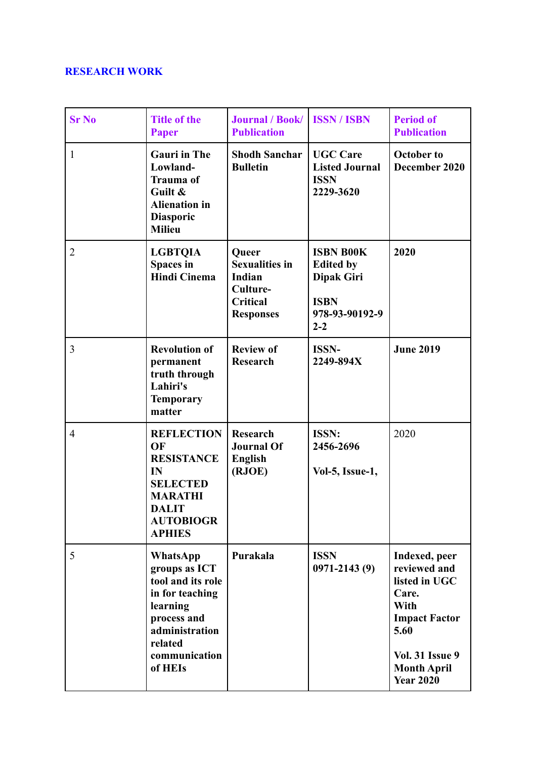## RESEARCH WORK

| Sr No | Title of the Paper | Journal / Book/ Publication | ISSN / ISBN | Period of Publication |
|---|---|---|---|---|
| 1 | **Gauri in The Lowland- Trauma of Guilt & Alienation in Diasporic Milieu** | **Shodh Sanchar Bulletin** | **UGC Care Listed Journal ISSN 2229-3620** | **October to December 2020** |
| 2 | **LGBTQIA Spaces in Hindi Cinema** | **Queer Sexualities in Indian Culture- Critical Responses** | **ISBN B00K Edited by Dipak Giri**<br><br>**ISBN 978-93-90192-92-2** | **2020** |
| 3 | **Revolution of permanent truth through Lahiri's Temporary matter** | **Review of Research** | **ISSN- 2249-894X** | **June 2019** |
| 4 | **REFLECTION OF RESISTANCE IN SELECTED MARATHI DALIT AUTOBIOGRAPHIES** | **Research Journal Of English (RJOE)** | **ISSN: 2456-2696**<br><br>**Vol-5, Issue-1,** | 2020 |
| 5 | **WhatsApp groups as ICT tool and its role in for teaching learning process and administration related communication of HEIs** | **Purakala** | **ISSN 0971-2143 (9)** | **Indexed, peer reviewed and listed in UGC Care. With Impact Factor 5.60**<br><br>**Vol. 31 Issue 9 Month April Year 2020** |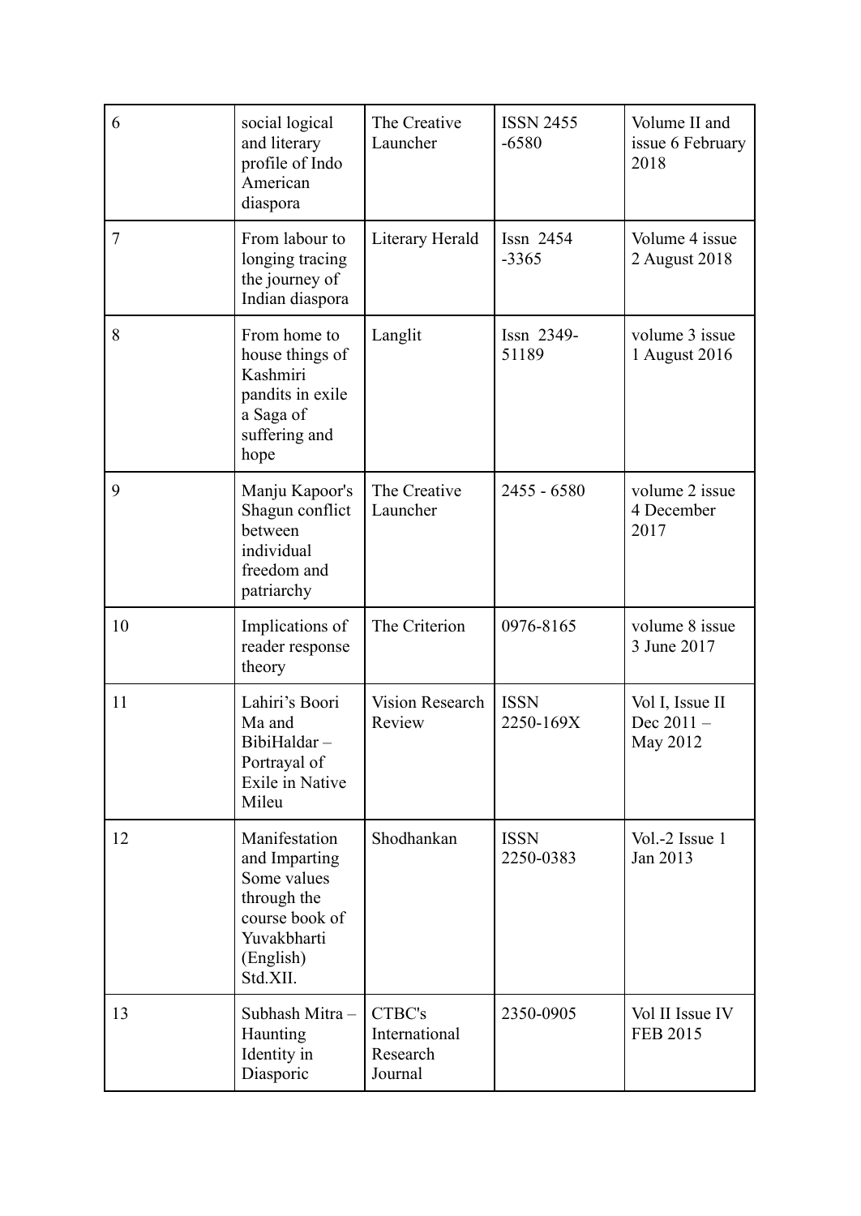| 6 | social logical and literary profile of Indo American diaspora | The Creative Launcher | ISSN 2455 -6580 | Volume II and issue 6 February 2018 |
|---|---|---|---|---|
| 7 | From labour to longing tracing the journey of Indian diaspora | Literary Herald | Issn 2454 -3365 | Volume 4 issue 2 August 2018 |
| 8 | From home to house things of Kashmiri pandits in exile a Saga of suffering and hope | Langlit | Issn 2349-51189 | volume 3 issue 1 August 2016 |
| 9 | Manju Kapoor's Shagun conflict between individual freedom and patriarchy | The Creative Launcher | 2455 - 6580 | volume 2 issue 4 December 2017 |
| 10 | Implications of reader response theory | The Criterion | 0976-8165 | volume 8 issue 3 June 2017 |
| 11 | Lahiri's Boori Ma and BibiHaldar – Portrayal of Exile in Native Mileu | Vision Research Review | ISSN 2250-169X | Vol I, Issue II Dec 2011 – May 2012 |
| 12 | Manifestation and Imparting Some values through the course book of Yuvakbharti (English) Std.XII. | Shodhankan | ISSN 2250-0383 | Vol.-2 Issue 1 Jan 2013 |
| 13 | Subhash Mitra – Haunting Identity in Diasporic | CTBC's International Research Journal | 2350-0905 | Vol II Issue IV FEB 2015 |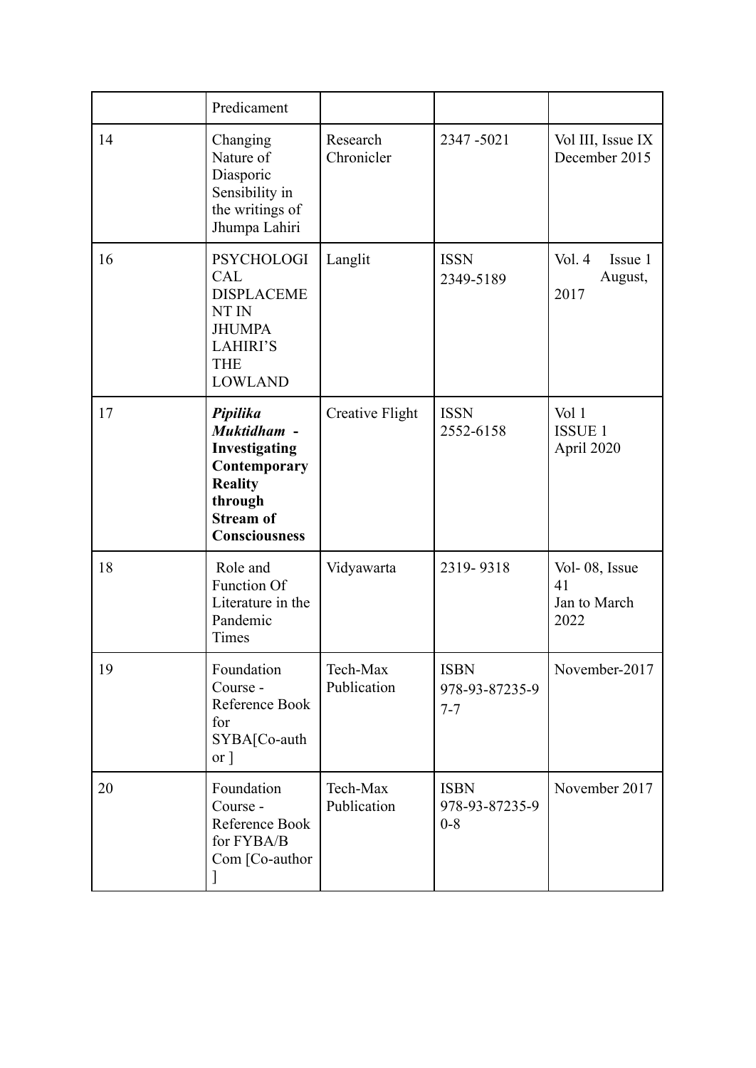| | | | | |
|---|---|---|---|---|
| | Predicament | | | |
| 14 | Changing Nature of Diasporic Sensibility in the writings of Jhumpa Lahiri | Research Chronicler | 2347 -5021 | Vol III, Issue IX December 2015 |
| 16 | PSYCHOLOGICAL DISPLACEMENT IN JHUMPA LAHIRI'S THE LOWLAND | Langlit | ISSN 2349-5189 | Vol. 4 Issue 1 August, 2017 |
| 17 | ***Pipilika Muktidham*** **- Investigating Contemporary Reality through Stream of Consciousness** | Creative Flight | ISSN 2552-6158 | Vol 1 ISSUE 1 April 2020 |
| 18 | Role and Function Of Literature in the Pandemic Times | Vidyawarta | 2319- 9318 | Vol- 08, Issue 41 Jan to March 2022 |
| 19 | Foundation Course - Reference Book for SYBA[Co-author ] | Tech-Max Publication | ISBN 978-93-87235-97-7 | November-2017 |
| 20 | Foundation Course - Reference Book for FYBA/B Com [Co-author ] | Tech-Max Publication | ISBN 978-93-87235-90-8 | November 2017 |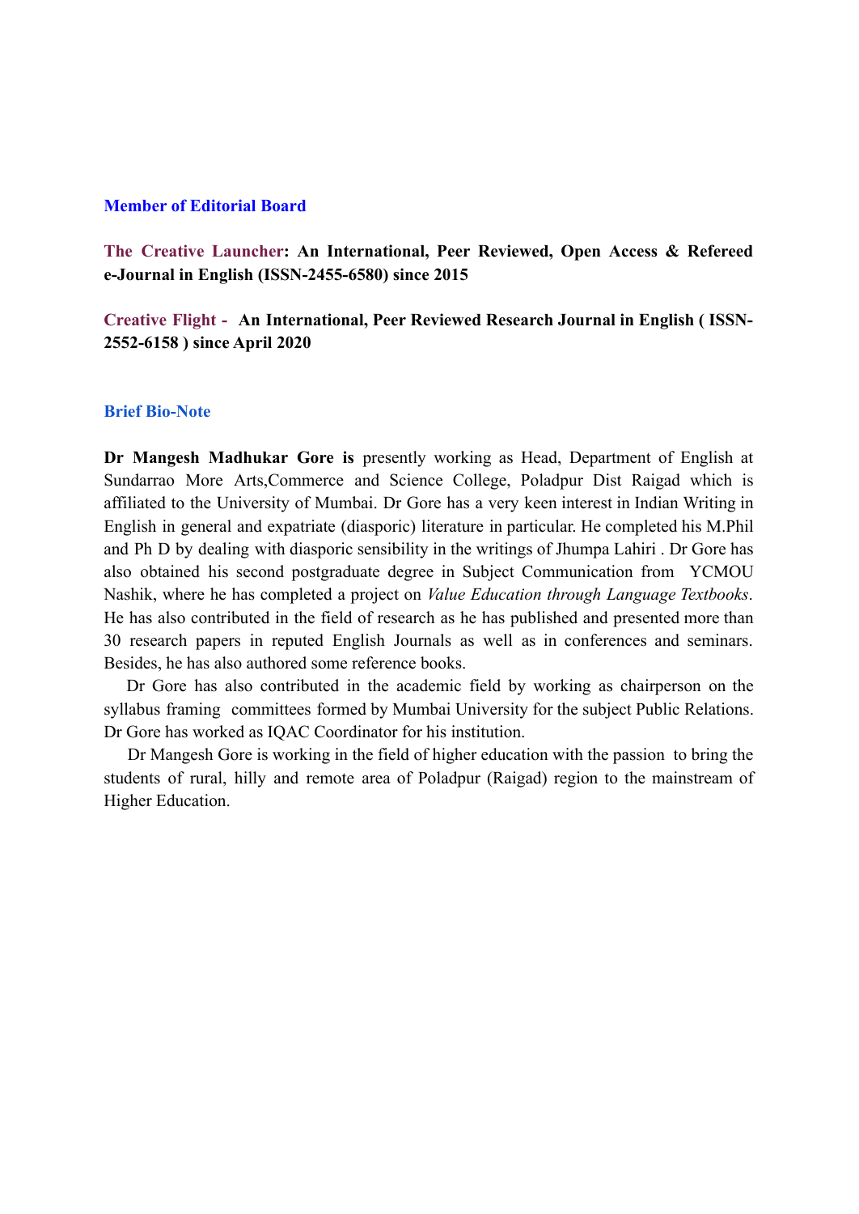## Member of Editorial Board

**The Creative Launcher: An International, Peer Reviewed, Open Access & Refereed e-Journal in English (ISSN-2455-6580) since 2015**

**Creative Flight - An International, Peer Reviewed Research Journal in English ( ISSN-2552-6158 ) since April 2020**

## Brief Bio-Note

**Dr Mangesh Madhukar Gore is** presently working as Head, Department of English at Sundarrao More Arts,Commerce and Science College, Poladpur Dist Raigad which is affiliated to the University of Mumbai. Dr Gore has a very keen interest in Indian Writing in English in general and expatriate (diasporic) literature in particular. He completed his M.Phil and Ph D by dealing with diasporic sensibility in the writings of Jhumpa Lahiri . Dr Gore has also obtained his second postgraduate degree in Subject Communication from YCMOU Nashik, where he has completed a project on *Value Education through Language Textbooks*. He has also contributed in the field of research as he has published and presented more than 30 research papers in reputed English Journals as well as in conferences and seminars. Besides, he has also authored some reference books.

Dr Gore has also contributed in the academic field by working as chairperson on the syllabus framing committees formed by Mumbai University for the subject Public Relations. Dr Gore has worked as IQAC Coordinator for his institution.

Dr Mangesh Gore is working in the field of higher education with the passion to bring the students of rural, hilly and remote area of Poladpur (Raigad) region to the mainstream of Higher Education.